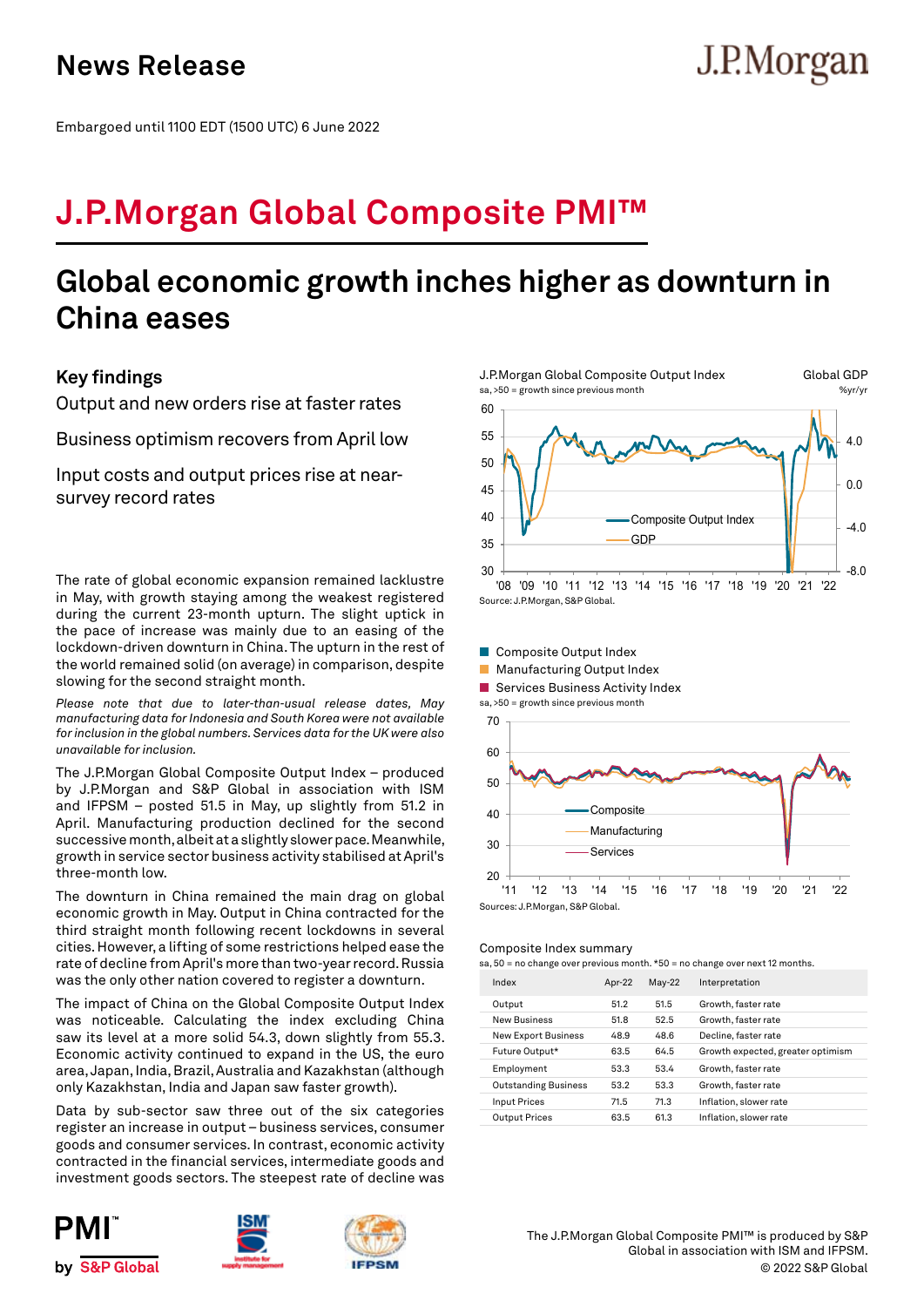# News Release

J.P.Morgan

Embargoed until 1100 EDT (1500 UTC) 6 June 2022

# J.P.Morgan Global Composite PMI™

## Global economic growth inches higher as downturn in China eases

### Key findings

Output and new orders rise at faster rates

Business optimism recovers from April low

Input costs and output prices rise at near-survey record rates

The rate of global economic expansion remained lacklustre in May, with growth staying among the weakest registered during the current 23-month upturn. The slight uptick in the pace of increase was mainly due to an easing of the lockdown-driven downturn in China. The upturn in the rest of the world remained solid (on average) in comparison, despite slowing for the second straight month.

*Please note that due to later-than-usual release dates, May manufacturing data for Indonesia and South Korea were not available for inclusion in the global numbers. Services data for the UK were also unavailable for inclusion.*

The J.P.Morgan Global Composite Output Index – produced by J.P.Morgan and S&P Global in association with ISM and IFPSM – posted 51.5 in May, up slightly from 51.2 in April. Manufacturing production declined for the second successive month, albeit at a slightly slower pace. Meanwhile, growth in service sector business activity stabilised at April's three-month low.

The downturn in China remained the main drag on global economic growth in May. Output in China contracted for the third straight month following recent lockdowns in several cities. However, a lifting of some restrictions helped ease the rate of decline from April's more than two-year record. Russia was the only other nation covered to register a downturn.

The impact of China on the Global Composite Output Index was noticeable. Calculating the index excluding China saw its level at a more solid 54.3, down slightly from 55.3. Economic activity continued to expand in the US, the euro area, Japan, India, Brazil, Australia and Kazakhstan (although only Kazakhstan, India and Japan saw faster growth).

Data by sub-sector saw three out of the six categories register an increase in output – business services, consumer goods and consumer services. In contrast, economic activity contracted in the financial services, intermediate goods and investment goods sectors. The steepest rate of decline was

J.P.Morgan Global Composite Output Index — Global GDP

sa, >50 = growth since previous month — %yr/yr

Source: J.P.Morgan, S&P Global.

Composite Output Index / Manufacturing Output Index / Services Business Activity Index

sa, >50 = growth since previous month

Sources: J.P.Morgan, S&P Global.

Composite Index summary

sa, 50 = no change over previous month. *50 = no change over next 12 months.

| Index | Apr-22 | May-22 | Interpretation |
|---|---|---|---|
| Output | 51.2 | 51.5 | Growth, faster rate |
| New Business | 51.8 | 52.5 | Growth, faster rate |
| New Export Business | 48.9 | 48.6 | Decline, faster rate |
| Future Output* | 63.5 | 64.5 | Growth expected, greater optimism |
| Employment | 53.3 | 53.4 | Growth, faster rate |
| Outstanding Business | 53.2 | 53.3 | Growth, faster rate |
| Input Prices | 71.5 | 71.3 | Inflation, slower rate |
| Output Prices | 63.5 | 61.3 | Inflation, slower rate |

The J.P.Morgan Global Composite PMI™ is produced by S&P Global in association with ISM and IFPSM.
© 2022 S&P Global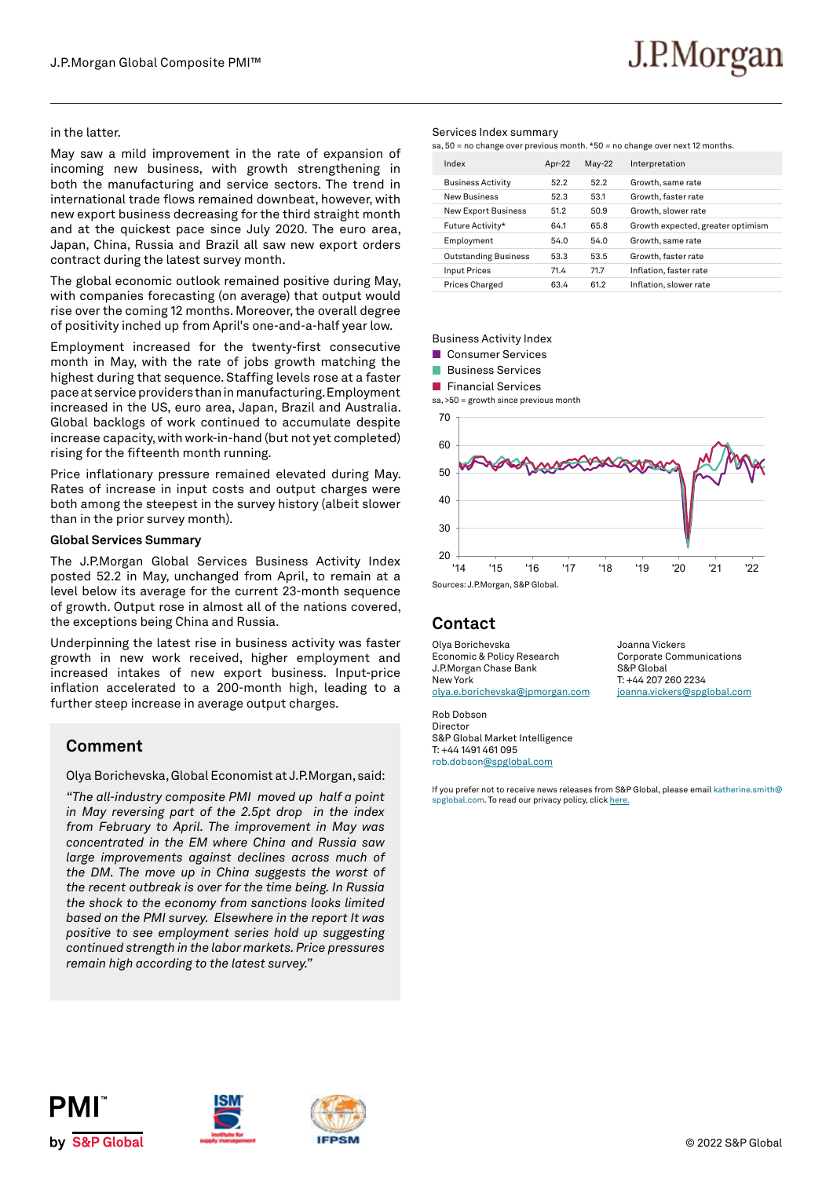in the latter.

May saw a mild improvement in the rate of expansion of incoming new business, with growth strengthening in both the manufacturing and service sectors. The trend in international trade flows remained downbeat, however, with new export business decreasing for the third straight month and at the quickest pace since July 2020. The euro area, Japan, China, Russia and Brazil all saw new export orders contract during the latest survey month.

The global economic outlook remained positive during May, with companies forecasting (on average) that output would rise over the coming 12 months. Moreover, the overall degree of positivity inched up from April's one-and-a-half year low.

Employment increased for the twenty-first consecutive month in May, with the rate of jobs growth matching the highest during that sequence. Staffing levels rose at a faster pace at service providers than in manufacturing. Employment increased in the US, euro area, Japan, Brazil and Australia. Global backlogs of work continued to accumulate despite increase capacity, with work-in-hand (but not yet completed) rising for the fifteenth month running.

Price inflationary pressure remained elevated during May. Rates of increase in input costs and output charges were both among the steepest in the survey history (albeit slower than in the prior survey month).

**Global Services Summary**

The J.P.Morgan Global Services Business Activity Index posted 52.2 in May, unchanged from April, to remain at a level below its average for the current 23-month sequence of growth. Output rose in almost all of the nations covered, the exceptions being China and Russia.

Underpinning the latest rise in business activity was faster growth in new work received, higher employment and increased intakes of new export business. Input-price inflation accelerated to a 200-month high, leading to a further steep increase in average output charges.

## Comment

Olya Borichevska, Global Economist at J.P.Morgan, said:

*"The all-industry composite PMI moved up half a point in May reversing part of the 2.5pt drop in the index from February to April. The improvement in May was concentrated in the EM where China and Russia saw large improvements against declines across much of the DM. The move up in China suggests the worst of the recent outbreak is over for the time being. In Russia the shock to the economy from sanctions looks limited based on the PMI survey. Elsewhere in the report It was positive to see employment series hold up suggesting continued strength in the labor markets. Price pressures remain high according to the latest survey."*

Services Index summary

sa, 50 = no change over previous month. *50 = no change over next 12 months.

| Index | Apr-22 | May-22 | Interpretation |
|---|---|---|---|
| Business Activity | 52.2 | 52.2 | Growth, same rate |
| New Business | 52.3 | 53.1 | Growth, faster rate |
| New Export Business | 51.2 | 50.9 | Growth, slower rate |
| Future Activity* | 64.1 | 65.8 | Growth expected, greater optimism |
| Employment | 54.0 | 54.0 | Growth, same rate |
| Outstanding Business | 53.3 | 53.5 | Growth, faster rate |
| Input Prices | 71.4 | 71.7 | Inflation, faster rate |
| Prices Charged | 63.4 | 61.2 | Inflation, slower rate |

Business Activity Index

- Consumer Services
- Business Services
- Financial Services

sa, >50 = growth since previous month

Sources: J.P.Morgan, S&P Global.

## Contact

Olya Borichevska
Economic & Policy Research
J.P.Morgan Chase Bank
New York
olya.e.borichevska@jpmorgan.com

Joanna Vickers
Corporate Communications
S&P Global
T: +44 207 260 2234
joanna.vickers@spglobal.com

Rob Dobson
Director
S&P Global Market Intelligence
T: +44 1491 461 095
rob.dobson@spglobal.com

If you prefer not to receive news releases from S&P Global, please email katherine.smith@spglobal.com. To read our privacy policy, click here.

© 2022 S&P Global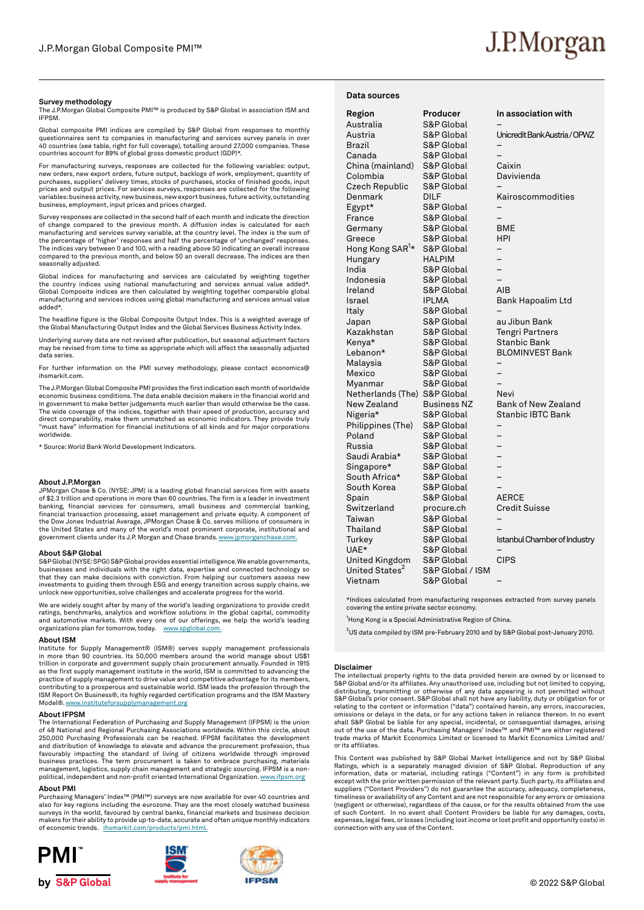## Survey methodology

The J.P.Morgan Global Composite PMI™ is produced by S&P Global in association ISM and IFPSM.

Global composite PMI indices are compiled by S&P Global from responses to monthly questionnaires sent to companies in manufacturing and services survey panels in over 40 countries (see table, right for full coverage), totalling around 27,000 companies. These countries account for 89% of global gross domestic product (GDP)*.

For manufacturing surveys, responses are collected for the following variables: output, new orders, new export orders, future output, backlogs of work, employment, quantity of purchases, suppliers' delivery times, stocks of purchases, stocks of finished goods, input prices and output prices. For services surveys, responses are collected for the following variables: business activity, new business, new export business, future activity, outstanding business, employment, input prices and prices charged.

Survey responses are collected in the second half of each month and indicate the direction of change compared to the previous month. A diffusion index is calculated for each manufacturing and services survey variable, at the country level. The index is the sum of the percentage of 'higher' responses and half the percentage of 'unchanged' responses. The indices vary between 0 and 100, with a reading above 50 indicating an overall increase compared to the previous month, and below 50 an overall decrease. The indices are then seasonally adjusted.

Global indices for manufacturing and services are calculated by weighting together the country indices using national manufacturing and services annual value added*. Global Composite indices are then calculated by weighting together comparable global manufacturing and services indices using global manufacturing and services annual value added*.

The headline figure is the Global Composite Output Index. This is a weighted average of the Global Manufacturing Output Index and the Global Services Business Activity Index.

Underlying survey data are not revised after publication, but seasonal adjustment factors may be revised from time to time as appropriate which will affect the seasonally adjusted data series.

For further information on the PMI survey methodology, please contact economics@ihsmarkit.com.

The J.P.Morgan Global Composite PMI provides the first indication each month of worldwide economic business conditions. The data enable decision makers in the financial world and in government to make better judgements much earlier than would otherwise be the case. The wide coverage of the indices, together with their speed of production, accuracy and direct comparability, make them unmatched as economic indicators. They provide truly "must have" information for financial institutions of all kinds and for major corporations worldwide.

* Source: World Bank World Development Indicators.

## About J.P.Morgan

JPMorgan Chase & Co. (NYSE: JPM) is a leading global financial services firm with assets of $2.3 trillion and operations in more than 60 countries. The firm is a leader in investment banking, financial services for consumers, small business and commercial banking, financial transaction processing, asset management and private equity. A component of the Dow Jones Industrial Average, JPMorgan Chase & Co. serves millions of consumers in the United States and many of the world's most prominent corporate, institutional and government clients under its J.P. Morgan and Chase brands. www.jpmorganchase.com.

## About S&P Global

S&P Global (NYSE: SPGI) S&P Global provides essential intelligence. We enable governments, businesses and individuals with the right data, expertise and connected technology so that they can make decisions with conviction. From helping our customers assess new investments to guiding them through ESG and energy transition across supply chains, we unlock new opportunities, solve challenges and accelerate progress for the world.

We are widely sought after by many of the world's leading organizations to provide credit ratings, benchmarks, analytics and workflow solutions in the global capital, commodity and automotive markets. With every one of our offerings, we help the world's leading organizations plan for tomorrow, today. www.spglobal.com.

## About ISM

Institute for Supply Management® (ISM®) serves supply management professionals in more than 90 countries. Its 50,000 members around the world manage about US$1 trillion in corporate and government supply chain procurement annually. Founded in 1915 as the first supply management institute in the world, ISM is committed to advancing the practice of supply management to drive value and competitive advantage for its members, contributing to a prosperous and sustainable world. ISM leads the profession through the ISM Report On Business®, its highly regarded certification programs and the ISM Mastery Model®. www.instituteforsupplymanagement.org

## About IFPSM

The International Federation of Purchasing and Supply Management (IFPSM) is the union of 48 National and Regional Purchasing Associations worldwide. Within this circle, about 250,000 Purchasing Professionals can be reached. IFPSM facilitates the development and distribution of knowledge to elevate and advance the procurement profession, thus favourably impacting the standard of living of citizens worldwide through improved business practices. The term procurement is taken to embrace purchasing, materials management, logistics, supply chain management and strategic sourcing. IFPSM is a non-political, independent and non-profit oriented International Organization. www.ifpsm.org

## About PMI

Purchasing Managers' Index™ (PMI™) surveys are now available for over 40 countries and also for key regions including the eurozone. They are the most closely watched business surveys in the world, favoured by central banks, financial markets and business decision makers for their ability to provide up-to-date, accurate and often unique monthly indicators of economic trends. ihsmarkit.com/products/pmi.html.

## Data sources

| Region | Producer | In association with |
|---|---|---|
| Australia | S&P Global | – |
| Austria | S&P Global | Unicredit Bank Austria / OPWZ |
| Brazil | S&P Global | – |
| Canada | S&P Global | – |
| China (mainland) | S&P Global | Caixin |
| Colombia | S&P Global | Davivienda |
| Czech Republic | S&P Global | – |
| Denmark | DILF | Kairoscommodities |
| Egypt* | S&P Global | – |
| France | S&P Global | – |
| Germany | S&P Global | BME |
| Greece | S&P Global | HPI |
| Hong Kong SAR[1]* | S&P Global | – |
| Hungary | HALPIM | – |
| India | S&P Global | – |
| Indonesia | S&P Global | – |
| Ireland | S&P Global | AIB |
| Israel | IPLMA | Bank Hapoalim Ltd |
| Italy | S&P Global | – |
| Japan | S&P Global | au Jibun Bank |
| Kazakhstan | S&P Global | Tengri Partners |
| Kenya* | S&P Global | Stanbic Bank |
| Lebanon* | S&P Global | BLOMINVEST Bank |
| Malaysia | S&P Global | – |
| Mexico | S&P Global | – |
| Myanmar | S&P Global | – |
| Netherlands (The) | S&P Global | Nevi |
| New Zealand | Business NZ | Bank of New Zealand |
| Nigeria* | S&P Global | Stanbic IBTC Bank |
| Philippines (The) | S&P Global | – |
| Poland | S&P Global | – |
| Russia | S&P Global | – |
| Saudi Arabia* | S&P Global | – |
| Singapore* | S&P Global | – |
| South Africa* | S&P Global | – |
| South Korea | S&P Global | – |
| Spain | S&P Global | AERCE |
| Switzerland | procure.ch | Credit Suisse |
| Taiwan | S&P Global | – |
| Thailand | S&P Global | – |
| Turkey | S&P Global | Istanbul Chamber of Industry |
| UAE* | S&P Global | – |
| United Kingdom | S&P Global | CIPS |
| United States[2] | S&P Global / ISM | |
| Vietnam | S&P Global | – |

*Indices calculated from manufacturing responses extracted from survey panels covering the entire private sector economy.

[1]Hong Kong is a Special Administrative Region of China.

[2]US data compiled by ISM pre-February 2010 and by S&P Global post-January 2010.

## Disclaimer

The intellectual property rights to the data provided herein are owned by or licensed to S&P Global and/or its affiliates. Any unauthorised use, including but not limited to copying, distributing, transmitting or otherwise of any data appearing is not permitted without S&P Global's prior consent. S&P Global shall not have any liability, duty or obligation for or relating to the content or information ("data") contained herein, any errors, inaccuracies, omissions or delays in the data, or for any actions taken in reliance thereon. In no event shall S&P Global be liable for any special, incidental, or consequential damages, arising out of the use of the data. Purchasing Managers' Index™ and PMI™ are either registered trade marks of Markit Economics Limited or licensed to Markit Economics Limited and/or its affiliates.

This Content was published by S&P Global Market Intelligence and not by S&P Global Ratings, which is a separately managed division of S&P Global. Reproduction of any information, data or material, including ratings ("Content") in any form is prohibited except with the prior written permission of the relevant party. Such party, its affiliates and suppliers ("Content Providers") do not guarantee the accuracy, adequacy, completeness, timeliness or availability of any Content and are not responsible for any errors or omissions (negligent or otherwise), regardless of the cause, or for the results obtained from the use of such Content. In no event shall Content Providers be liable for any damages, costs, expenses, legal fees, or losses (including lost income or lost profit and opportunity costs) in connection with any use of the Content.

PMI™ by S&P Global

© 2022 S&P Global